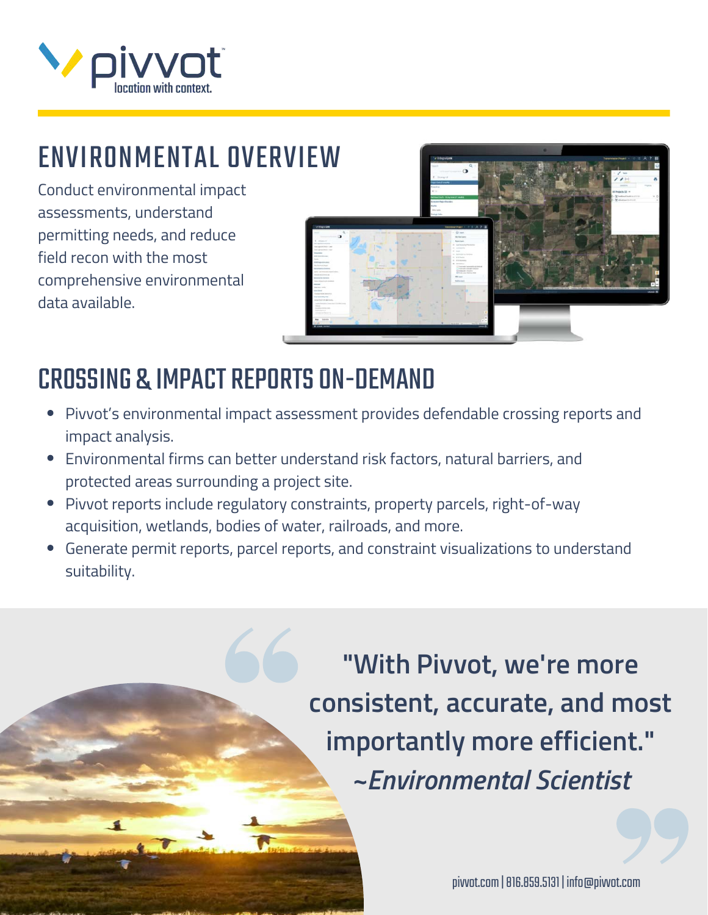pivvot

location with context.

# ENVIRONMENTAL OVERVIEW

Conduct environmental impact assessments, understand permitting needs, and reduce field recon with the most comprehensive environmental data available.

# CROSSING & IMPACT REPORTS ON-DEMAND

- Pivvot's environmental impact assessment provides defendable crossing reports and impact analysis.
- Environmental firms can better understand risk factors, natural barriers, and protected areas surrounding a project site.
- Pivvot reports include regulatory constraints, property parcels, right-of-way acquisition, wetlands, bodies of water, railroads, and more.
- Generate permit reports, parcel reports, and constraint visualizations to understand suitability.

"With Pivvot, we're more consistent, accurate, and most importantly more efficient."
*~Environmental Scientist*

pivvot.com | 816.859.5131 | info@pivvot.com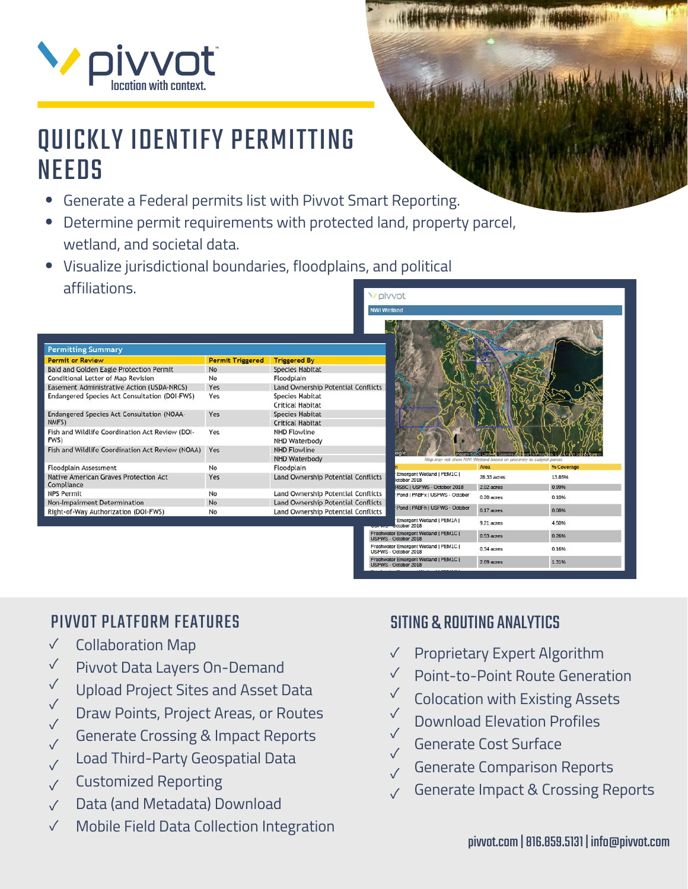pivvot
location with context.

# QUICKLY IDENTIFY PERMITTING NEEDS

- Generate a Federal permits list with Pivvot Smart Reporting.
- Determine permit requirements with protected land, property parcel, wetland, and societal data.
- Visualize jurisdictional boundaries, floodplains, and political affiliations.

**Permitting Summary**

| Permit or Review | Permit Triggered | Triggered By |
|---|---|---|
| Bald and Golden Eagle Protection Permit | No | Species Habitat |
| Conditional Letter of Map Revision | No | Floodplain |
| Easement Administrative Action (USDA-NRCS) | Yes | Land Ownership Potential Conflicts |
| Endangered Species Act Consultation (DOI-FWS) | Yes | Species Habitat<br>Critical Habitat |
| Endangered Species Act Consultation (NOAA-NMFS) | Yes | Species Habitat<br>Critical Habitat |
| Fish and Wildlife Coordination Act Review (DOI-FWS) | Yes | NHD Flowline<br>NHD Waterbody |
| Fish and Wildlife Coordination Act Review (NOAA) | Yes | NHD Flowline<br>NHD Waterbody |
| Floodplain Assessment | No | Floodplain |
| Native American Graves Protection Act Compliance | Yes | Land Ownership Potential Conflicts |
| NPS Permit | No | Land Ownership Potential Conflicts |
| Non-Impairment Determination | No | Land Ownership Potential Conflicts |
| Right-of-Way Authorization (DOI-FWS) | No | Land Ownership Potential Conflicts |

pivvot

**NWI Wetland**

Map may not show NWI Wetland based on proximity to subject parcel.

| n | Area | % Coverage |
|---|---|---|
| Emergent Wetland \| PEM1C \| ctober 2018 | 28.33 acres | 13.85% |
| 4SBC \| USFWS - October 2018 | 2.02 acres | 0.99% |
| Pond \| PABFx \| USFWS - October | 0.20 acres | 0.10% |
| Pond \| PABFh \| USFWS - October | 0.17 acres | 0.08% |
| Emergent Wetland \| PEM1A \| USFWS - October 2018 | 9.21 acres | 4.50% |
| Freshwater Emergent Wetland \| PEM1C \| USFWS - October 2018 | 0.53 acres | 0.26% |
| Freshwater Emergent Wetland \| PEM1C \| USFWS - October 2018 | 0.34 acres | 0.16% |
| Freshwater Emergent Wetland \| PEM1C \| USFWS - October 2018 | 2.69 acres | 1.31% |

## PIVVOT PLATFORM FEATURES

- ✓ Collaboration Map
- ✓ Pivvot Data Layers On-Demand
- ✓ Upload Project Sites and Asset Data
- ✓ Draw Points, Project Areas, or Routes
- ✓ Generate Crossing & Impact Reports
- ✓ Load Third-Party Geospatial Data
- ✓ Customized Reporting
- ✓ Data (and Metadata) Download
- ✓ Mobile Field Data Collection Integration

## SITING & ROUTING ANALYTICS

- ✓ Proprietary Expert Algorithm
- ✓ Point-to-Point Route Generation
- ✓ Colocation with Existing Assets
- ✓ Download Elevation Profiles
- ✓ Generate Cost Surface
- ✓ Generate Comparison Reports
- ✓ Generate Impact & Crossing Reports

pivvot.com | 816.859.5131 | info@pivvot.com